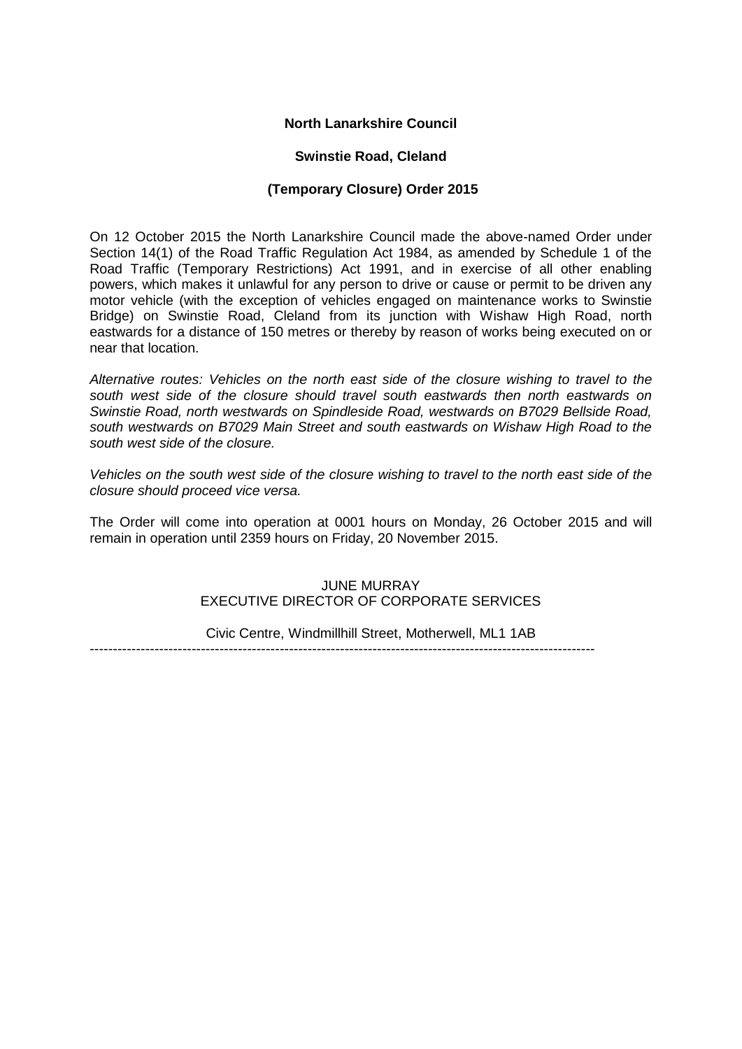**North Lanarkshire Council**

**Swinstie Road, Cleland**

**(Temporary Closure) Order 2015**

On 12 October 2015 the North Lanarkshire Council made the above-named Order under Section 14(1) of the Road Traffic Regulation Act 1984, as amended by Schedule 1 of the Road Traffic (Temporary Restrictions) Act 1991, and in exercise of all other enabling powers, which makes it unlawful for any person to drive or cause or permit to be driven any motor vehicle (with the exception of vehicles engaged on maintenance works to Swinstie Bridge) on Swinstie Road, Cleland from its junction with Wishaw High Road, north eastwards for a distance of 150 metres or thereby by reason of works being executed on or near that location.

*Alternative routes: Vehicles on the north east side of the closure wishing to travel to the south west side of the closure should travel south eastwards then north eastwards on Swinstie Road, north westwards on Spindleside Road, westwards on B7029 Bellside Road, south westwards on B7029 Main Street and south eastwards on Wishaw High Road to the south west side of the closure.*

*Vehicles on the south west side of the closure wishing to travel to the north east side of the closure should proceed vice versa.*

The Order will come into operation at 0001 hours on Monday, 26 October 2015 and will remain in operation until 2359 hours on Friday, 20 November 2015.

JUNE MURRAY
EXECUTIVE DIRECTOR OF CORPORATE SERVICES

Civic Centre, Windmillhill Street, Motherwell, ML1 1AB

---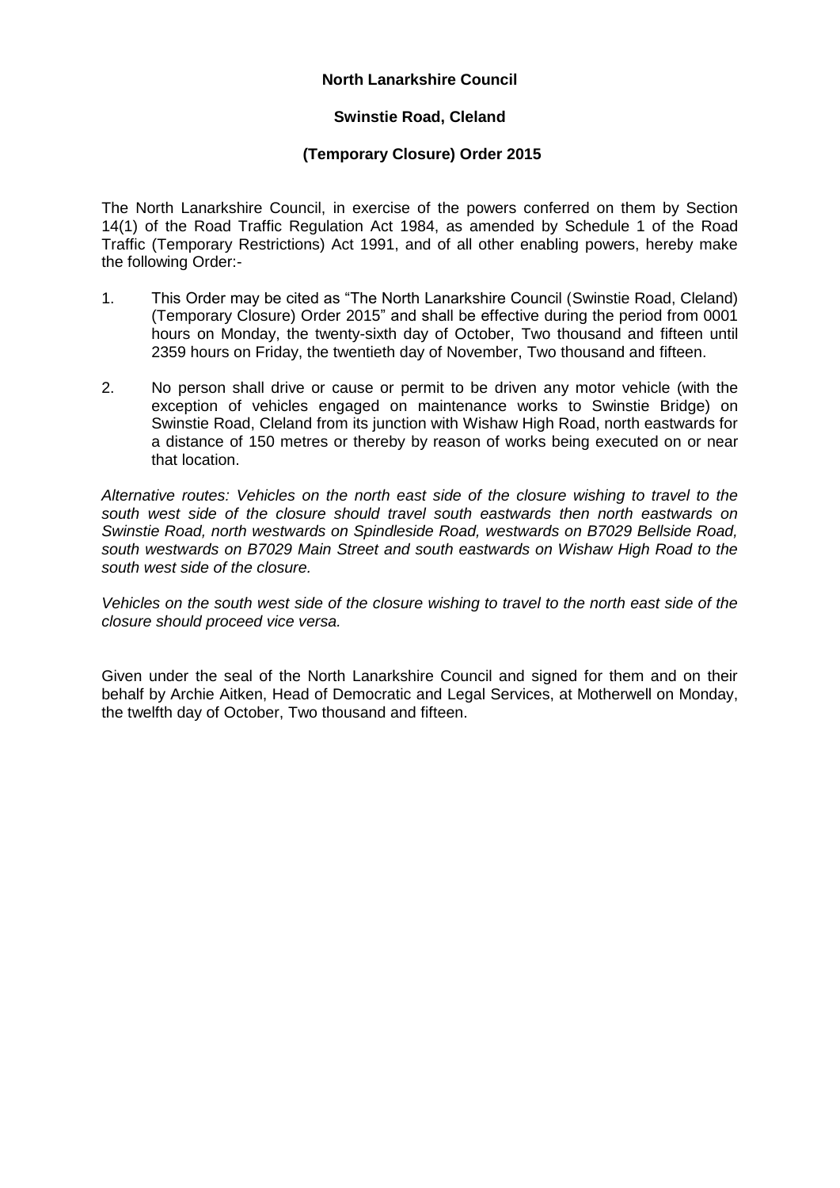**North Lanarkshire Council**

**Swinstie Road, Cleland**

**(Temporary Closure) Order 2015**

The North Lanarkshire Council, in exercise of the powers conferred on them by Section 14(1) of the Road Traffic Regulation Act 1984, as amended by Schedule 1 of the Road Traffic (Temporary Restrictions) Act 1991, and of all other enabling powers, hereby make the following Order:-

1. This Order may be cited as "The North Lanarkshire Council (Swinstie Road, Cleland) (Temporary Closure) Order 2015" and shall be effective during the period from 0001 hours on Monday, the twenty-sixth day of October, Two thousand and fifteen until 2359 hours on Friday, the twentieth day of November, Two thousand and fifteen.

2. No person shall drive or cause or permit to be driven any motor vehicle (with the exception of vehicles engaged on maintenance works to Swinstie Bridge) on Swinstie Road, Cleland from its junction with Wishaw High Road, north eastwards for a distance of 150 metres or thereby by reason of works being executed on or near that location.

*Alternative routes: Vehicles on the north east side of the closure wishing to travel to the south west side of the closure should travel south eastwards then north eastwards on Swinstie Road, north westwards on Spindleside Road, westwards on B7029 Bellside Road, south westwards on B7029 Main Street and south eastwards on Wishaw High Road to the south west side of the closure.*

*Vehicles on the south west side of the closure wishing to travel to the north east side of the closure should proceed vice versa.*

Given under the seal of the North Lanarkshire Council and signed for them and on their behalf by Archie Aitken, Head of Democratic and Legal Services, at Motherwell on Monday, the twelfth day of October, Two thousand and fifteen.